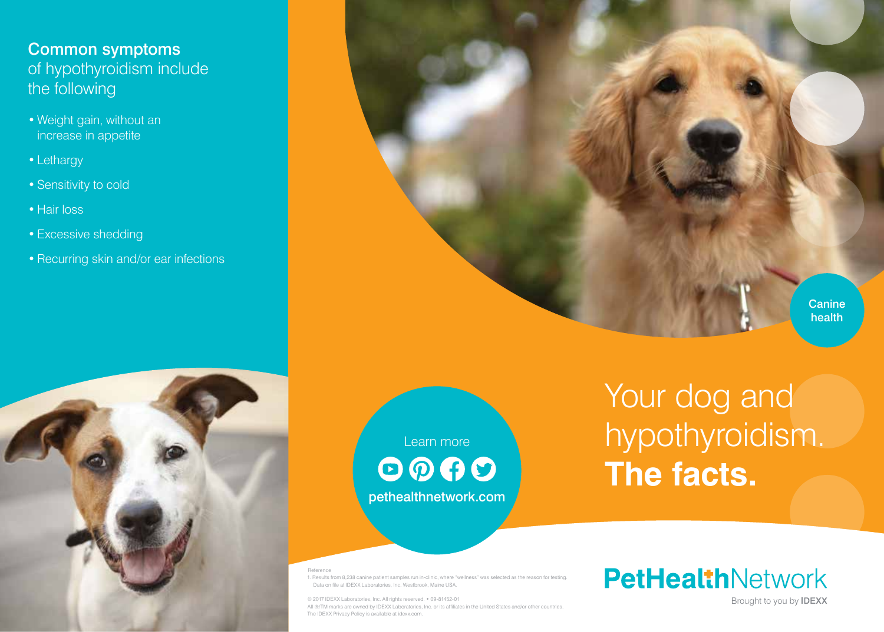## Common symptoms of hypothyroidism include the following

- Weight gain, without an increase in appetite
- Lethargy
- Sensitivity to cold
- Hair loss
- Excessive shedding
- Recurring skin and/or ear infections

Canine health

# Your dog and hypothyroidism. **The facts.**

Learn more

pethealthnetwork.com

Reference

1. Results from 8,238 canine patient samples run in-clinic, where "wellness" was selected as the reason for testing. Data on file at IDEXX Laboratories, Inc. Westbrook, Maine USA.

© 2017 IDEXX Laboratories, Inc. All rights reserved. • 09-81452-01

All ®/TM marks are owned by IDEXX Laboratories, Inc. or its affiliates in the United States and/or other countries.

The IDEXX Privacy Policy is available at idexx.com.

**PetHealthNetwork**

Brought to you by **IDEXX**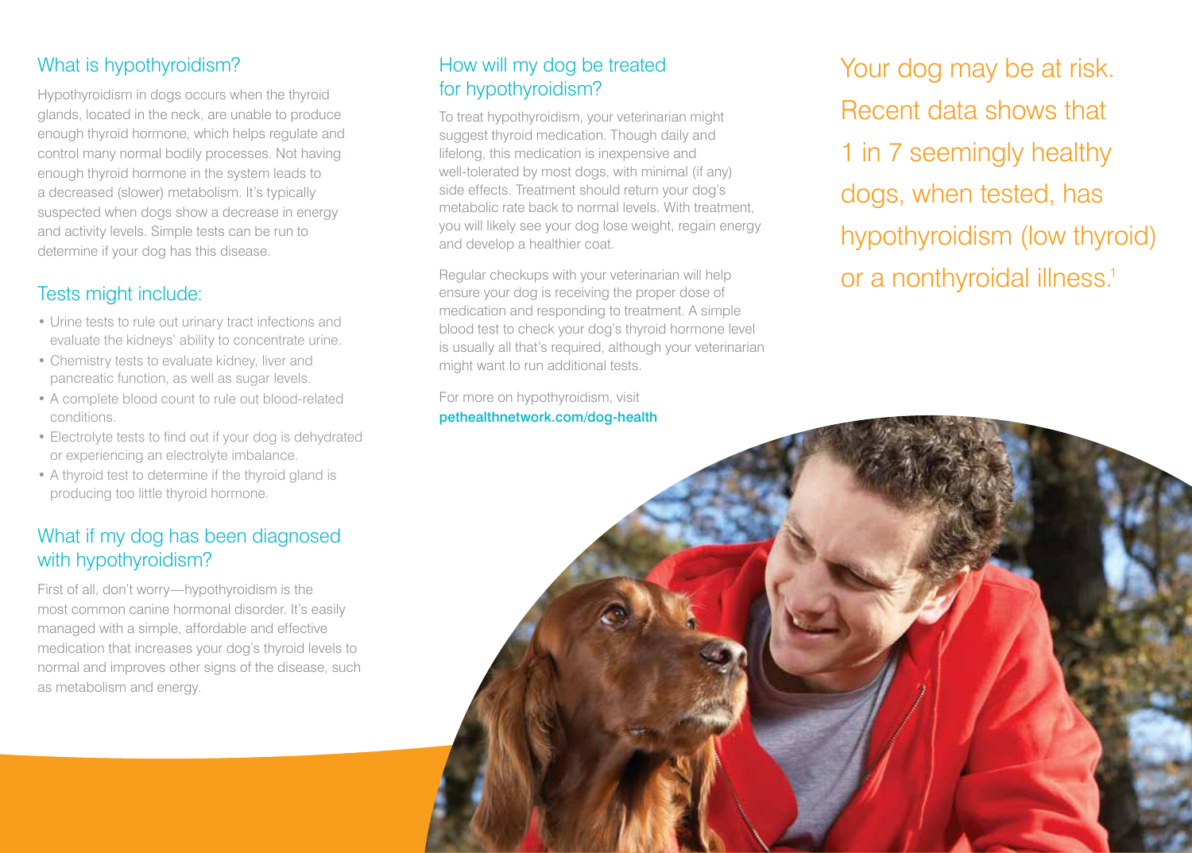## What is hypothyroidism?

Hypothyroidism in dogs occurs when the thyroid glands, located in the neck, are unable to produce enough thyroid hormone, which helps regulate and control many normal bodily processes. Not having enough thyroid hormone in the system leads to a decreased (slower) metabolism. It's typically suspected when dogs show a decrease in energy and activity levels. Simple tests can be run to determine if your dog has this disease.

## Tests might include:

- Urine tests to rule out urinary tract infections and evaluate the kidneys' ability to concentrate urine.
- Chemistry tests to evaluate kidney, liver and pancreatic function, as well as sugar levels.
- A complete blood count to rule out blood-related conditions.
- Electrolyte tests to find out if your dog is dehydrated or experiencing an electrolyte imbalance.
- A thyroid test to determine if the thyroid gland is producing too little thyroid hormone.

## What if my dog has been diagnosed with hypothyroidism?

First of all, don't worry—hypothyroidism is the most common canine hormonal disorder. It's easily managed with a simple, affordable and effective medication that increases your dog's thyroid levels to normal and improves other signs of the disease, such as metabolism and energy.

## How will my dog be treated for hypothyroidism?

To treat hypothyroidism, your veterinarian might suggest thyroid medication. Though daily and lifelong, this medication is inexpensive and well-tolerated by most dogs, with minimal (if any) side effects. Treatment should return your dog's metabolic rate back to normal levels. With treatment, you will likely see your dog lose weight, regain energy and develop a healthier coat.

Regular checkups with your veterinarian will help ensure your dog is receiving the proper dose of medication and responding to treatment. A simple blood test to check your dog's thyroid hormone level is usually all that's required, although your veterinarian might want to run additional tests.

For more on hypothyroidism, visit **pethealthnetwork.com/dog-health**

Your dog may be at risk. Recent data shows that 1 in 7 seemingly healthy dogs, when tested, has hypothyroidism (low thyroid) or a nonthyroidal illness.[1]